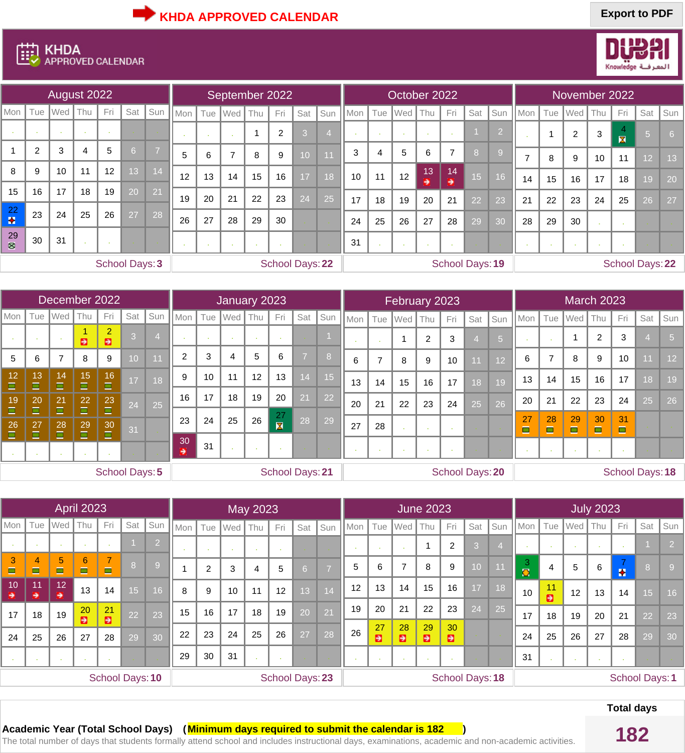KHDA APPROVED CALENDAR

Export to PDF

# KHDA APPROVED CALENDAR

## August 2022

| Mon | Tue | Wed | Thu | Fri | Sat | Sun |
|---|---|---|---|---|---|---|
| . | . | . | . | . | . | . |
| 1 | 2 | 3 | 4 | 5 | 6 | 7 |
| 8 | 9 | 10 | 11 | 12 | 13 | 14 |
| 15 | 16 | 17 | 18 | 19 | 20 | 21 |
| 22 | 23 | 24 | 25 | 26 | 27 | 28 |
| 29 | 30 | 31 | . | . | . | . |

School Days: **3**

## September 2022

| Mon | Tue | Wed | Thu | Fri | Sat | Sun |
|---|---|---|---|---|---|---|
| . | . | . | 1 | 2 | 3 | 4 |
| 5 | 6 | 7 | 8 | 9 | 10 | 11 |
| 12 | 13 | 14 | 15 | 16 | 17 | 18 |
| 19 | 20 | 21 | 22 | 23 | 24 | 25 |
| 26 | 27 | 28 | 29 | 30 | . | . |
| . | . | . | . | . | . | . |

School Days: **22**

## October 2022

| Mon | Tue | Wed | Thu | Fri | Sat | Sun |
|---|---|---|---|---|---|---|
| . | . | . | . | . | 1 | 2 |
| 3 | 4 | 5 | 6 | 7 | 8 | 9 |
| 10 | 11 | 12 | 13 | 14 | 15 | 16 |
| 17 | 18 | 19 | 20 | 21 | 22 | 23 |
| 24 | 25 | 26 | 27 | 28 | 29 | 30 |
| 31 | . | . | . | . | . | . |

School Days: **19**

## November 2022

| Mon | Tue | Wed | Thu | Fri | Sat | Sun |
|---|---|---|---|---|---|---|
| . | 1 | 2 | 3 | 4 | 5 | 6 |
| 7 | 8 | 9 | 10 | 11 | 12 | 13 |
| 14 | 15 | 16 | 17 | 18 | 19 | 20 |
| 21 | 22 | 23 | 24 | 25 | 26 | 27 |
| 28 | 29 | 30 | . | . | . | . |
| . | . | . | . | . | . | . |

School Days: **22**

## December 2022

| Mon | Tue | Wed | Thu | Fri | Sat | Sun |
|---|---|---|---|---|---|---|
| . | . | . | 1 | 2 | 3 | 4 |
| 5 | 6 | 7 | 8 | 9 | 10 | 11 |
| 12 | 13 | 14 | 15 | 16 | 17 | 18 |
| 19 | 20 | 21 | 22 | 23 | 24 | 25 |
| 26 | 27 | 28 | 29 | 30 | 31 | . |
| . | . | . | . | . | . | . |

School Days: **5**

## January 2023

| Mon | Tue | Wed | Thu | Fri | Sat | Sun |
|---|---|---|---|---|---|---|
| . | . | . | . | . | . | 1 |
| 2 | 3 | 4 | 5 | 6 | 7 | 8 |
| 9 | 10 | 11 | 12 | 13 | 14 | 15 |
| 16 | 17 | 18 | 19 | 20 | 21 | 22 |
| 23 | 24 | 25 | 26 | 27 | 28 | 29 |
| 30 | 31 | . | . | . | . | . |

School Days: **21**

## February 2023

| Mon | Tue | Wed | Thu | Fri | Sat | Sun |
|---|---|---|---|---|---|---|
| . | . | 1 | 2 | 3 | 4 | 5 |
| 6 | 7 | 8 | 9 | 10 | 11 | 12 |
| 13 | 14 | 15 | 16 | 17 | 18 | 19 |
| 20 | 21 | 22 | 23 | 24 | 25 | 26 |
| 27 | 28 | . | . | . | . | . |
| . | . | . | . | . | . | . |

School Days: **20**

## March 2023

| Mon | Tue | Wed | Thu | Fri | Sat | Sun |
|---|---|---|---|---|---|---|
| . | . | 1 | 2 | 3 | 4 | 5 |
| 6 | 7 | 8 | 9 | 10 | 11 | 12 |
| 13 | 14 | 15 | 16 | 17 | 18 | 19 |
| 20 | 21 | 22 | 23 | 24 | 25 | 26 |
| 27 | 28 | 29 | 30 | 31 | . | . |
| . | . | . | . | . | . | . |

School Days: **18**

## April 2023

| Mon | Tue | Wed | Thu | Fri | Sat | Sun |
|---|---|---|---|---|---|---|
| . | . | . | . | . | 1 | 2 |
| 3 | 4 | 5 | 6 | 7 | 8 | 9 |
| 10 | 11 | 12 | 13 | 14 | 15 | 16 |
| 17 | 18 | 19 | 20 | 21 | 22 | 23 |
| 24 | 25 | 26 | 27 | 28 | 29 | 30 |
| . | . | . | . | . | . | . |

School Days: **10**

## May 2023

| Mon | Tue | Wed | Thu | Fri | Sat | Sun |
|---|---|---|---|---|---|---|
| . | . | . | . | . | . | . |
| 1 | 2 | 3 | 4 | 5 | 6 | 7 |
| 8 | 9 | 10 | 11 | 12 | 13 | 14 |
| 15 | 16 | 17 | 18 | 19 | 20 | 21 |
| 22 | 23 | 24 | 25 | 26 | 27 | 28 |
| 29 | 30 | 31 | . | . | . | . |

School Days: **23**

## June 2023

| Mon | Tue | Wed | Thu | Fri | Sat | Sun |
|---|---|---|---|---|---|---|
| . | . | . | 1 | 2 | 3 | 4 |
| 5 | 6 | 7 | 8 | 9 | 10 | 11 |
| 12 | 13 | 14 | 15 | 16 | 17 | 18 |
| 19 | 20 | 21 | 22 | 23 | 24 | 25 |
| 26 | 27 | 28 | 29 | 30 | . | . |
| . | . | . | . | . | . | . |

School Days: **18**

## July 2023

| Mon | Tue | Wed | Thu | Fri | Sat | Sun |
|---|---|---|---|---|---|---|
| . | . | . | . | . | 1 | 2 |
| 3 | 4 | 5 | 6 | 7 | 8 | 9 |
| 10 | 11 | 12 | 13 | 14 | 15 | 16 |
| 17 | 18 | 19 | 20 | 21 | 22 | 23 |
| 24 | 25 | 26 | 27 | 28 | 29 | 30 |
| 31 | . | . | . | . | . | . |

School Days: **1**

**Academic Year (Total School Days)** (**Minimum days required to submit the calendar is 182**)

The total number of days that students formally attend school and includes instructional days, examinations, academic and non-academic activities.

**Total days**

**182**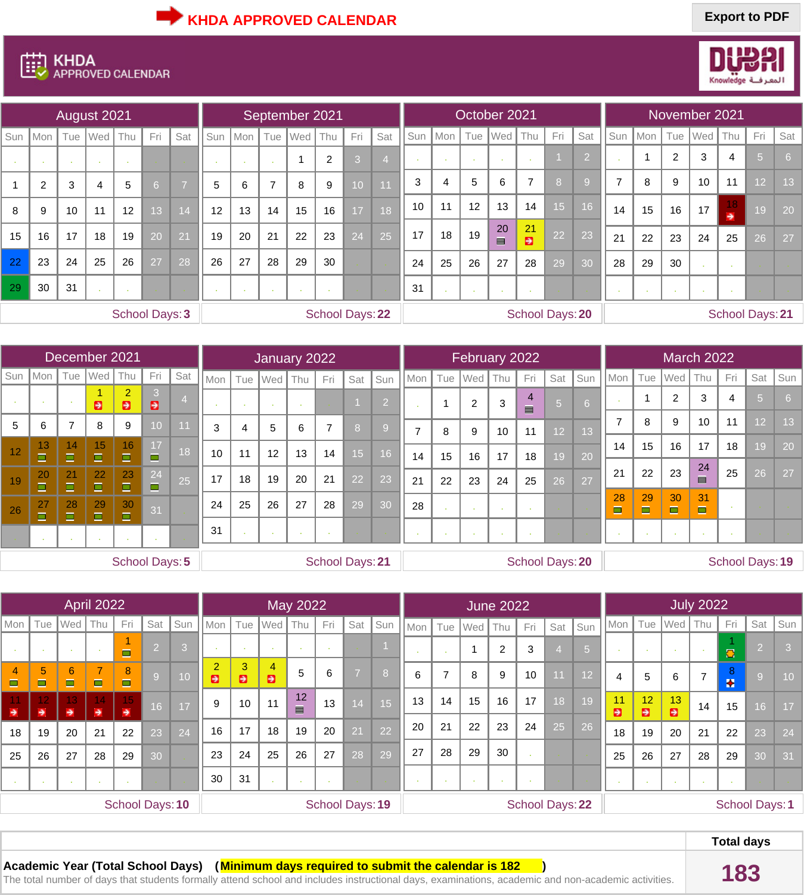**KHDA APPROVED CALENDAR**

Export to PDF

**KHDA APPROVED CALENDAR**

DUBAI Knowledge

## August 2021

| Sun | Mon | Tue | Wed | Thu | Fri | Sat |
|---|---|---|---|---|---|---|
| . | . | . | . | . | . | . |
| 1 | 2 | 3 | 4 | 5 | 6 | 7 |
| 8 | 9 | 10 | 11 | 12 | 13 | 14 |
| 15 | 16 | 17 | 18 | 19 | 20 | 21 |
| 22 | 23 | 24 | 25 | 26 | 27 | 28 |
| 29 | 30 | 31 | . | . | . | . |

School Days: **3**

## September 2021

| Sun | Mon | Tue | Wed | Thu | Fri | Sat |
|---|---|---|---|---|---|---|
| . | . | . | 1 | 2 | 3 | 4 |
| 5 | 6 | 7 | 8 | 9 | 10 | 11 |
| 12 | 13 | 14 | 15 | 16 | 17 | 18 |
| 19 | 20 | 21 | 22 | 23 | 24 | 25 |
| 26 | 27 | 28 | 29 | 30 | . | . |
| . | . | . | . | . | . | . |

School Days: **22**

## October 2021

| Sun | Mon | Tue | Wed | Thu | Fri | Sat |
|---|---|---|---|---|---|---|
| . | . | . | . | . | 1 | 2 |
| 3 | 4 | 5 | 6 | 7 | 8 | 9 |
| 10 | 11 | 12 | 13 | 14 | 15 | 16 |
| 17 | 18 | 19 | 20 | 21 | 22 | 23 |
| 24 | 25 | 26 | 27 | 28 | 29 | 30 |
| 31 | . | . | . | . | . | . |

School Days: **20**

## November 2021

| Sun | Mon | Tue | Wed | Thu | Fri | Sat |
|---|---|---|---|---|---|---|
| . | 1 | 2 | 3 | 4 | 5 | 6 |
| 7 | 8 | 9 | 10 | 11 | 12 | 13 |
| 14 | 15 | 16 | 17 | 18 | 19 | 20 |
| 21 | 22 | 23 | 24 | 25 | 26 | 27 |
| 28 | 29 | 30 | . | . | . | . |
| . | . | . | . | . | . | . |

School Days: **21**

## December 2021

| Sun | Mon | Tue | Wed | Thu | Fri | Sat |
|---|---|---|---|---|---|---|
| . | . | . | 1 | 2 | 3 | 4 |
| 5 | 6 | 7 | 8 | 9 | 10 | 11 |
| 12 | 13 | 14 | 15 | 16 | 17 | 18 |
| 19 | 20 | 21 | 22 | 23 | 24 | 25 |
| 26 | 27 | 28 | 29 | 30 | 31 | . |
| . | . | . | . | . | . | . |

School Days: **5**

## January 2022

| Mon | Tue | Wed | Thu | Fri | Sat | Sun |
|---|---|---|---|---|---|---|
| . | . | . | . | . | 1 | 2 |
| 3 | 4 | 5 | 6 | 7 | 8 | 9 |
| 10 | 11 | 12 | 13 | 14 | 15 | 16 |
| 17 | 18 | 19 | 20 | 21 | 22 | 23 |
| 24 | 25 | 26 | 27 | 28 | 29 | 30 |
| 31 | . | . | . | . | . | . |

School Days: **21**

## February 2022

| Mon | Tue | Wed | Thu | Fri | Sat | Sun |
|---|---|---|---|---|---|---|
| . | 1 | 2 | 3 | 4 | 5 | 6 |
| 7 | 8 | 9 | 10 | 11 | 12 | 13 |
| 14 | 15 | 16 | 17 | 18 | 19 | 20 |
| 21 | 22 | 23 | 24 | 25 | 26 | 27 |
| 28 | . | . | . | . | . | . |
| . | . | . | . | . | . | . |

School Days: **20**

## March 2022

| Mon | Tue | Wed | Thu | Fri | Sat | Sun |
|---|---|---|---|---|---|---|
| . | 1 | 2 | 3 | 4 | 5 | 6 |
| 7 | 8 | 9 | 10 | 11 | 12 | 13 |
| 14 | 15 | 16 | 17 | 18 | 19 | 20 |
| 21 | 22 | 23 | 24 | 25 | 26 | 27 |
| 28 | 29 | 30 | 31 | . | . | . |
| . | . | . | . | . | . | . |

School Days: **19**

## April 2022

| Mon | Tue | Wed | Thu | Fri | Sat | Sun |
|---|---|---|---|---|---|---|
| . | . | . | . | 1 | 2 | 3 |
| 4 | 5 | 6 | 7 | 8 | 9 | 10 |
| 11 | 12 | 13 | 14 | 15 | 16 | 17 |
| 18 | 19 | 20 | 21 | 22 | 23 | 24 |
| 25 | 26 | 27 | 28 | 29 | 30 | . |
| . | . | . | . | . | . | . |

School Days: **10**

## May 2022

| Mon | Tue | Wed | Thu | Fri | Sat | Sun |
|---|---|---|---|---|---|---|
| . | . | . | . | . | . | 1 |
| 2 | 3 | 4 | 5 | 6 | 7 | 8 |
| 9 | 10 | 11 | 12 | 13 | 14 | 15 |
| 16 | 17 | 18 | 19 | 20 | 21 | 22 |
| 23 | 24 | 25 | 26 | 27 | 28 | 29 |
| 30 | 31 | . | . | . | . | . |

School Days: **19**

## June 2022

| Mon | Tue | Wed | Thu | Fri | Sat | Sun |
|---|---|---|---|---|---|---|
| . | . | 1 | 2 | 3 | 4 | 5 |
| 6 | 7 | 8 | 9 | 10 | 11 | 12 |
| 13 | 14 | 15 | 16 | 17 | 18 | 19 |
| 20 | 21 | 22 | 23 | 24 | 25 | 26 |
| 27 | 28 | 29 | 30 | . | . | . |
| . | . | . | . | . | . | . |

School Days: **22**

## July 2022

| Mon | Tue | Wed | Thu | Fri | Sat | Sun |
|---|---|---|---|---|---|---|
| . | . | . | . | 1 | 2 | 3 |
| 4 | 5 | 6 | 7 | 8 | 9 | 10 |
| 11 | 12 | 13 | 14 | 15 | 16 | 17 |
| 18 | 19 | 20 | 21 | 22 | 23 | 24 |
| 25 | 26 | 27 | 28 | 29 | 30 | 31 |
| . | . | . | . | . | . | . |

School Days: **1**

| | Total days |
|---|---|
| **Academic Year (Total School Days)** (**Minimum days required to submit the calendar is 182**)<br>The total number of days that students formally attend school and includes instructional days, examinations, academic and non-academic activities. | **183** |